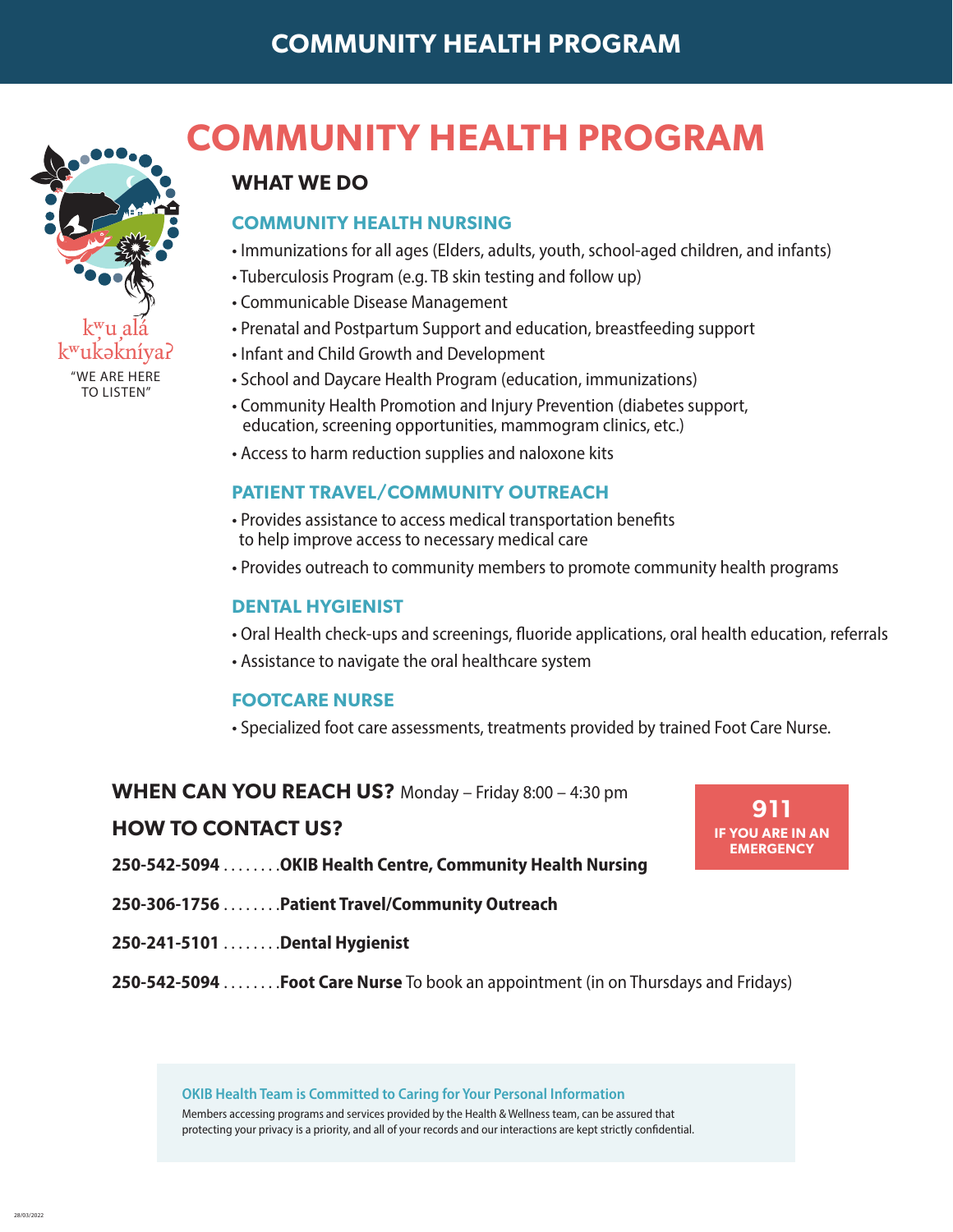# COMMUNITY HEALTH PROGRAM

kʷu alá kʷukəkníyaʔ
"WE ARE HERE TO LISTEN"

## WHAT WE DO

### COMMUNITY HEALTH NURSING

- Immunizations for all ages (Elders, adults, youth, school-aged children, and infants)
- Tuberculosis Program (e.g. TB skin testing and follow up)
- Communicable Disease Management
- Prenatal and Postpartum Support and education, breastfeeding support
- Infant and Child Growth and Development
- School and Daycare Health Program (education, immunizations)
- Community Health Promotion and Injury Prevention (diabetes support, education, screening opportunities, mammogram clinics, etc.)
- Access to harm reduction supplies and naloxone kits

### PATIENT TRAVEL/COMMUNITY OUTREACH

- Provides assistance to access medical transportation benefits to help improve access to necessary medical care
- Provides outreach to community members to promote community health programs

### DENTAL HYGIENIST

- Oral Health check-ups and screenings, fluoride applications, oral health education, referrals
- Assistance to navigate the oral healthcare system

### FOOTCARE NURSE

- Specialized foot care assessments, treatments provided by trained Foot Care Nurse.

**WHEN CAN YOU REACH US?** Monday – Friday 8:00 – 4:30 pm

**HOW TO CONTACT US?**

**250-542-5094** . . . . . . . .**OKIB Health Centre, Community Health Nursing**

**250-306-1756** . . . . . . . .**Patient Travel/Community Outreach**

**250-241-5101** . . . . . . . .**Dental Hygienist**

**250-542-5094** . . . . . . . .**Foot Care Nurse** To book an appointment (in on Thursdays and Fridays)

**911**
**IF YOU ARE IN AN EMERGENCY**

**OKIB Health Team is Committed to Caring for Your Personal Information**

Members accessing programs and services provided by the Health & Wellness team, can be assured that protecting your privacy is a priority, and all of your records and our interactions are kept strictly confidential.

28/03/2022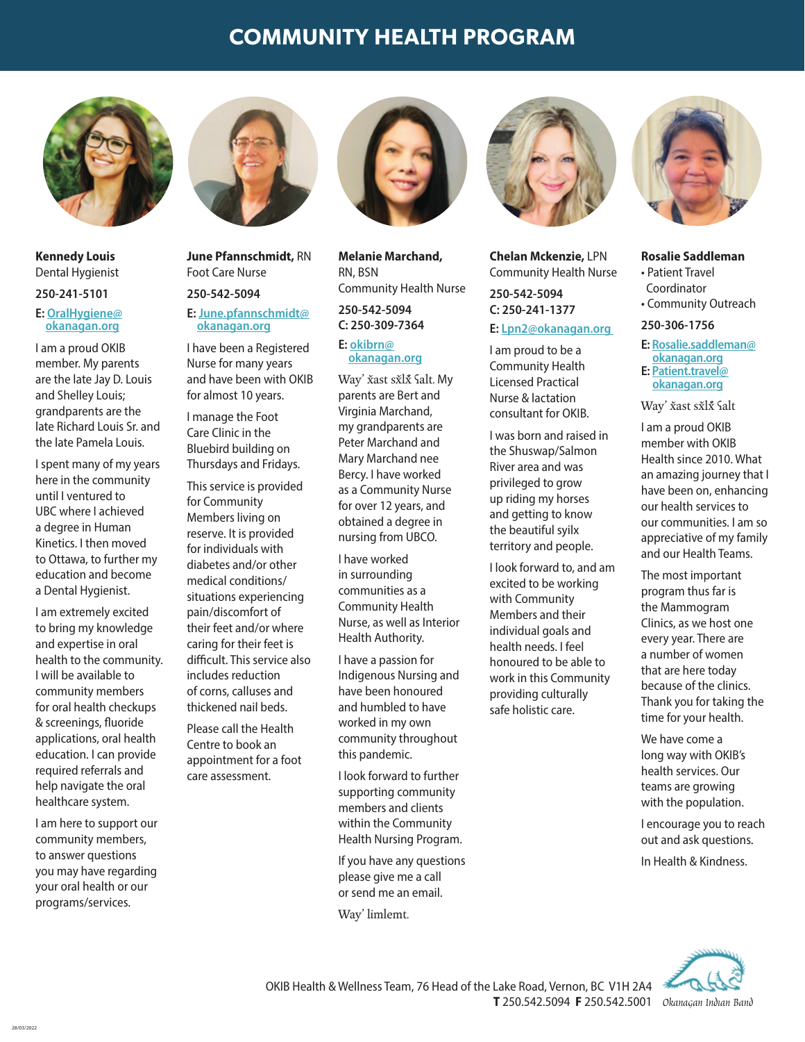# COMMUNITY HEALTH PROGRAM

**Kennedy Louis**
Dental Hygienist

**250-241-5101**

**E:** OralHygiene@okanagan.org

I am a proud OKIB member. My parents are the late Jay D. Louis and Shelley Louis; grandparents are the late Richard Louis Sr. and the late Pamela Louis.

I spent many of my years here in the community until I ventured to UBC where I achieved a degree in Human Kinetics. I then moved to Ottawa, to further my education and become a Dental Hygienist.

I am extremely excited to bring my knowledge and expertise in oral health to the community. I will be available to community members for oral health checkups & screenings, fluoride applications, oral health education. I can provide required referrals and help navigate the oral healthcare system.

I am here to support our community members, to answer questions you may have regarding your oral health or our programs/services.

**June Pfannschmidt,** RN
Foot Care Nurse

**250-542-5094**

**E:** June.pfannschmidt@okanagan.org

I have been a Registered Nurse for many years and have been with OKIB for almost 10 years.

I manage the Foot Care Clinic in the Bluebird building on Thursdays and Fridays.

This service is provided for Community Members living on reserve. It is provided for individuals with diabetes and/or other medical conditions/situations experiencing pain/discomfort of their feet and/or where caring for their feet is difficult. This service also includes reduction of corns, calluses and thickened nail beds.

Please call the Health Centre to book an appointment for a foot care assessment.

**Melanie Marchand,** RN, BSN
Community Health Nurse

**250-542-5094**
**C: 250-309-7364**

**E:** okibrn@okanagan.org

Way' x̌ast sx̌lx̌ ʕalt. My parents are Bert and Virginia Marchand, my grandparents are Peter Marchand and Mary Marchand nee Bercy. I have worked as a Community Nurse for over 12 years, and obtained a degree in nursing from UBCO.

I have worked in surrounding communities as a Community Health Nurse, as well as Interior Health Authority.

I have a passion for Indigenous Nursing and have been honoured and humbled to have worked in my own community throughout this pandemic.

I look forward to further supporting community members and clients within the Community Health Nursing Program.

If you have any questions please give me a call or send me an email.

Way' limlemt.

**Chelan Mckenzie,** LPN
Community Health Nurse

**250-542-5094**
**C: 250-241-1377**

**E:** Lpn2@okanagan.org

I am proud to be a Community Health Licensed Practical Nurse & lactation consultant for OKIB.

I was born and raised in the Shuswap/Salmon River area and was privileged to grow up riding my horses and getting to know the beautiful syilx territory and people.

I look forward to, and am excited to be working with Community Members and their individual goals and health needs. I feel honoured to be able to work in this Community providing culturally safe holistic care.

**Rosalie Saddleman**
- Patient Travel Coordinator
- Community Outreach

**250-306-1756**

**E:** Rosalie.saddleman@okanagan.org
**E:** Patient.travel@okanagan.org

Way' x̌ast sx̌lx̌ ʕalt

I am a proud OKIB member with OKIB Health since 2010. What an amazing journey that I have been on, enhancing our health services to our communities. I am so appreciative of my family and our Health Teams.

The most important program thus far is the Mammogram Clinics, as we host one every year. There are a number of women that are here today because of the clinics. Thank you for taking the time for your health.

We have come a long way with OKIB's health services. Our teams are growing with the population.

I encourage you to reach out and ask questions.

In Health & Kindness.

OKIB Health & Wellness Team, 76 Head of the Lake Road, Vernon, BC V1H 2A4
**T** 250.542.5094 **F** 250.542.5001

Okanagan Indian Band

28/03/2022